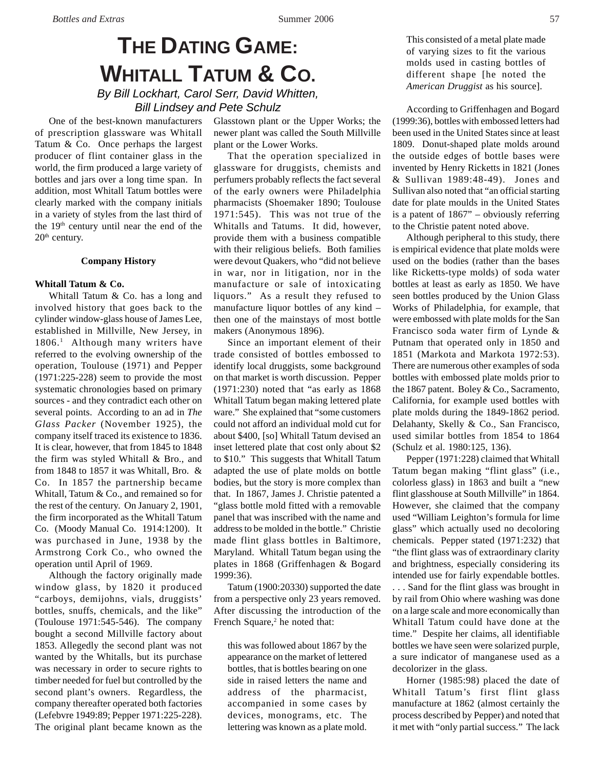# The Dating Game: Whitall Tatum & Co.

*By Bill Lockhart, Carol Serr, David Whitten, Bill Lindsey and Pete Schulz*

One of the best-known manufacturers of prescription glassware was Whitall Tatum & Co. Once perhaps the largest producer of flint container glass in the world, the firm produced a large variety of bottles and jars over a long time span. In addition, most Whitall Tatum bottles were clearly marked with the company initials in a variety of styles from the last third of the 19th century until near the end of the 20th century.

## Company History

### Whitall Tatum & Co.

Whitall Tatum & Co. has a long and involved history that goes back to the cylinder window-glass house of James Lee, established in Millville, New Jersey, in 1806.[1] Although many writers have referred to the evolving ownership of the operation, Toulouse (1971) and Pepper (1971:225-228) seem to provide the most systematic chronologies based on primary sources - and they contradict each other on several points. According to an ad in *The Glass Packer* (November 1925), the company itself traced its existence to 1836. It is clear, however, that from 1845 to 1848 the firm was styled Whitall & Bro., and from 1848 to 1857 it was Whitall, Bro. & Co. In 1857 the partnership became Whitall, Tatum & Co., and remained so for the rest of the century. On January 2, 1901, the firm incorporated as the Whitall Tatum Co. (Moody Manual Co. 1914:1200). It was purchased in June, 1938 by the Armstrong Cork Co., who owned the operation until April of 1969.

Although the factory originally made window glass, by 1820 it produced "carboys, demijohns, vials, druggists' bottles, snuffs, chemicals, and the like" (Toulouse 1971:545-546). The company bought a second Millville factory about 1853. Allegedly the second plant was not wanted by the Whitalls, but its purchase was necessary in order to secure rights to timber needed for fuel but controlled by the second plant's owners. Regardless, the company thereafter operated both factories (Lefebvre 1949:89; Pepper 1971:225-228). The original plant became known as the Glasstown plant or the Upper Works; the newer plant was called the South Millville plant or the Lower Works.

That the operation specialized in glassware for druggists, chemists and perfumers probably reflects the fact several of the early owners were Philadelphia pharmacists (Shoemaker 1890; Toulouse 1971:545). This was not true of the Whitalls and Tatums. It did, however, provide them with a business compatible with their religious beliefs. Both families were devout Quakers, who "did not believe in war, nor in litigation, nor in the manufacture or sale of intoxicating liquors." As a result they refused to manufacture liquor bottles of any kind – then one of the mainstays of most bottle makers (Anonymous 1896).

Since an important element of their trade consisted of bottles embossed to identify local druggists, some background on that market is worth discussion. Pepper (1971:230) noted that "as early as 1868 Whitall Tatum began making lettered plate ware." She explained that "some customers could not afford an individual mold cut for about $400, [so] Whitall Tatum devised an inset lettered plate that cost only about $2 to $10." This suggests that Whitall Tatum adapted the use of plate molds on bottle bodies, but the story is more complex than that. In 1867, James J. Christie patented a "glass bottle mold fitted with a removable panel that was inscribed with the name and address to be molded in the bottle." Christie made flint glass bottles in Baltimore, Maryland. Whitall Tatum began using the plates in 1868 (Griffenhagen & Bogard 1999:36).

Tatum (1900:20330) supported the date from a perspective only 23 years removed. After discussing the introduction of the French Square,[2] he noted that:

> this was followed about 1867 by the appearance on the market of lettered bottles, that is bottles bearing on one side in raised letters the name and address of the pharmacist, accompanied in some cases by devices, monograms, etc. The lettering was known as a plate mold. This consisted of a metal plate made of varying sizes to fit the various molds used in casting bottles of different shape [he noted the *American Druggist* as his source].

According to Griffenhagen and Bogard (1999:36), bottles with embossed letters had been used in the United States since at least 1809. Donut-shaped plate molds around the outside edges of bottle bases were invented by Henry Ricketts in 1821 (Jones & Sullivan 1989:48-49). Jones and Sullivan also noted that "an official starting date for plate moulds in the United States is a patent of 1867" – obviously referring to the Christie patent noted above.

Although peripheral to this study, there is empirical evidence that plate molds were used on the bodies (rather than the bases like Ricketts-type molds) of soda water bottles at least as early as 1850. We have seen bottles produced by the Union Glass Works of Philadelphia, for example, that were embossed with plate molds for the San Francisco soda water firm of Lynde & Putnam that operated only in 1850 and 1851 (Markota and Markota 1972:53). There are numerous other examples of soda bottles with embossed plate molds prior to the 1867 patent. Boley & Co., Sacramento, California, for example used bottles with plate molds during the 1849-1862 period. Delahanty, Skelly & Co., San Francisco, used similar bottles from 1854 to 1864 (Schulz et al. 1980:125, 136).

Pepper (1971:228) claimed that Whitall Tatum began making "flint glass" (i.e., colorless glass) in 1863 and built a "new flint glasshouse at South Millville" in 1864. However, she claimed that the company used "William Leighton's formula for lime glass" which actually used no decoloring chemicals. Pepper stated (1971:232) that "the flint glass was of extraordinary clarity and brightness, especially considering its intended use for fairly expendable bottles. . . . Sand for the flint glass was brought in by rail from Ohio where washing was done on a large scale and more economically than Whitall Tatum could have done at the time." Despite her claims, all identifiable bottles we have seen were solarized purple, a sure indicator of manganese used as a decolorizer in the glass.

Horner (1985:98) placed the date of Whitall Tatum's first flint glass manufacture at 1862 (almost certainly the process described by Pepper) and noted that it met with "only partial success." The lack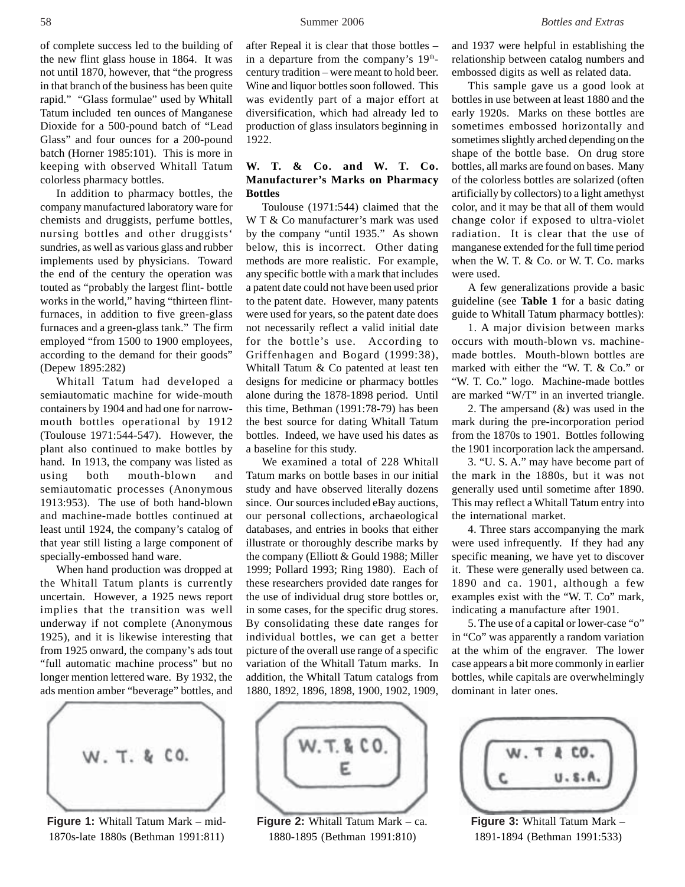of complete success led to the building of the new flint glass house in 1864. It was not until 1870, however, that "the progress in that branch of the business has been quite rapid." "Glass formulae" used by Whitall Tatum included ten ounces of Manganese Dioxide for a 500-pound batch of "Lead Glass" and four ounces for a 200-pound batch (Horner 1985:101). This is more in keeping with observed Whitall Tatum colorless pharmacy bottles.

In addition to pharmacy bottles, the company manufactured laboratory ware for chemists and druggists, perfume bottles, nursing bottles and other druggists' sundries, as well as various glass and rubber implements used by physicians. Toward the end of the century the operation was touted as "probably the largest flint- bottle works in the world," having "thirteen flint-furnaces, in addition to five green-glass furnaces and a green-glass tank." The firm employed "from 1500 to 1900 employees, according to the demand for their goods" (Depew 1895:282)

Whitall Tatum had developed a semiautomatic machine for wide-mouth containers by 1904 and had one for narrow-mouth bottles operational by 1912 (Toulouse 1971:544-547). However, the plant also continued to make bottles by hand. In 1913, the company was listed as using both mouth-blown and semiautomatic processes (Anonymous 1913:953). The use of both hand-blown and machine-made bottles continued at least until 1924, the company's catalog of that year still listing a large component of specially-embossed hand ware.

When hand production was dropped at the Whitall Tatum plants is currently uncertain. However, a 1925 news report implies that the transition was well underway if not complete (Anonymous 1925), and it is likewise interesting that from 1925 onward, the company's ads tout "full automatic machine process" but no longer mention lettered ware. By 1932, the ads mention amber "beverage" bottles, and after Repeal it is clear that those bottles – in a departure from the company's 19th-century tradition – were meant to hold beer. Wine and liquor bottles soon followed. This was evidently part of a major effort at diversification, which had already led to production of glass insulators beginning in 1922.

**W. T. & Co. and W. T. Co. Manufacturer's Marks on Pharmacy Bottles**

Toulouse (1971:544) claimed that the W T & Co manufacturer's mark was used by the company "until 1935." As shown below, this is incorrect. Other dating methods are more realistic. For example, any specific bottle with a mark that includes a patent date could not have been used prior to the patent date. However, many patents were used for years, so the patent date does not necessarily reflect a valid initial date for the bottle's use. According to Griffenhagen and Bogard (1999:38), Whitall Tatum & Co patented at least ten designs for medicine or pharmacy bottles alone during the 1878-1898 period. Until this time, Bethman (1991:78-79) has been the best source for dating Whitall Tatum bottles. Indeed, we have used his dates as a baseline for this study.

We examined a total of 228 Whitall Tatum marks on bottle bases in our initial study and have observed literally dozens since. Our sources included eBay auctions, our personal collections, archaeological databases, and entries in books that either illustrate or thoroughly describe marks by the company (Elliott & Gould 1988; Miller 1999; Pollard 1993; Ring 1980). Each of these researchers provided date ranges for the use of individual drug store bottles or, in some cases, for the specific drug stores. By consolidating these date ranges for individual bottles, we can get a better picture of the overall use range of a specific variation of the Whitall Tatum marks. In addition, the Whitall Tatum catalogs from 1880, 1892, 1896, 1898, 1900, 1902, 1909, and 1937 were helpful in establishing the relationship between catalog numbers and embossed digits as well as related data.

This sample gave us a good look at bottles in use between at least 1880 and the early 1920s. Marks on these bottles are sometimes embossed horizontally and sometimes slightly arched depending on the shape of the bottle base. On drug store bottles, all marks are found on bases. Many of the colorless bottles are solarized (often artificially by collectors) to a light amethyst color, and it may be that all of them would change color if exposed to ultra-violet radiation. It is clear that the use of manganese extended for the full time period when the W. T. & Co. or W. T. Co. marks were used.

A few generalizations provide a basic guideline (see **Table 1** for a basic dating guide to Whitall Tatum pharmacy bottles):

1. A major division between marks occurs with mouth-blown vs. machine-made bottles. Mouth-blown bottles are marked with either the "W. T. & Co." or "W. T. Co." logo. Machine-made bottles are marked "W/T" in an inverted triangle.

2. The ampersand (&) was used in the mark during the pre-incorporation period from the 1870s to 1901. Bottles following the 1901 incorporation lack the ampersand.

3. "U. S. A." may have become part of the mark in the 1880s, but it was not generally used until sometime after 1890. This may reflect a Whitall Tatum entry into the international market.

4. Three stars accompanying the mark were used infrequently. If they had any specific meaning, we have yet to discover it. These were generally used between ca. 1890 and ca. 1901, although a few examples exist with the "W. T. Co" mark, indicating a manufacture after 1901.

5. The use of a capital or lower-case "o" in "Co" was apparently a random variation at the whim of the engraver. The lower case appears a bit more commonly in earlier bottles, while capitals are overwhelmingly dominant in later ones.

W. T. & CO.

**Figure 1:** Whitall Tatum Mark – mid-1870s-late 1880s (Bethman 1991:811)

W. T. & CO.
E

**Figure 2:** Whitall Tatum Mark – ca. 1880-1895 (Bethman 1991:810)

W. T & CO.
C U. S. A.

**Figure 3:** Whitall Tatum Mark – 1891-1894 (Bethman 1991:533)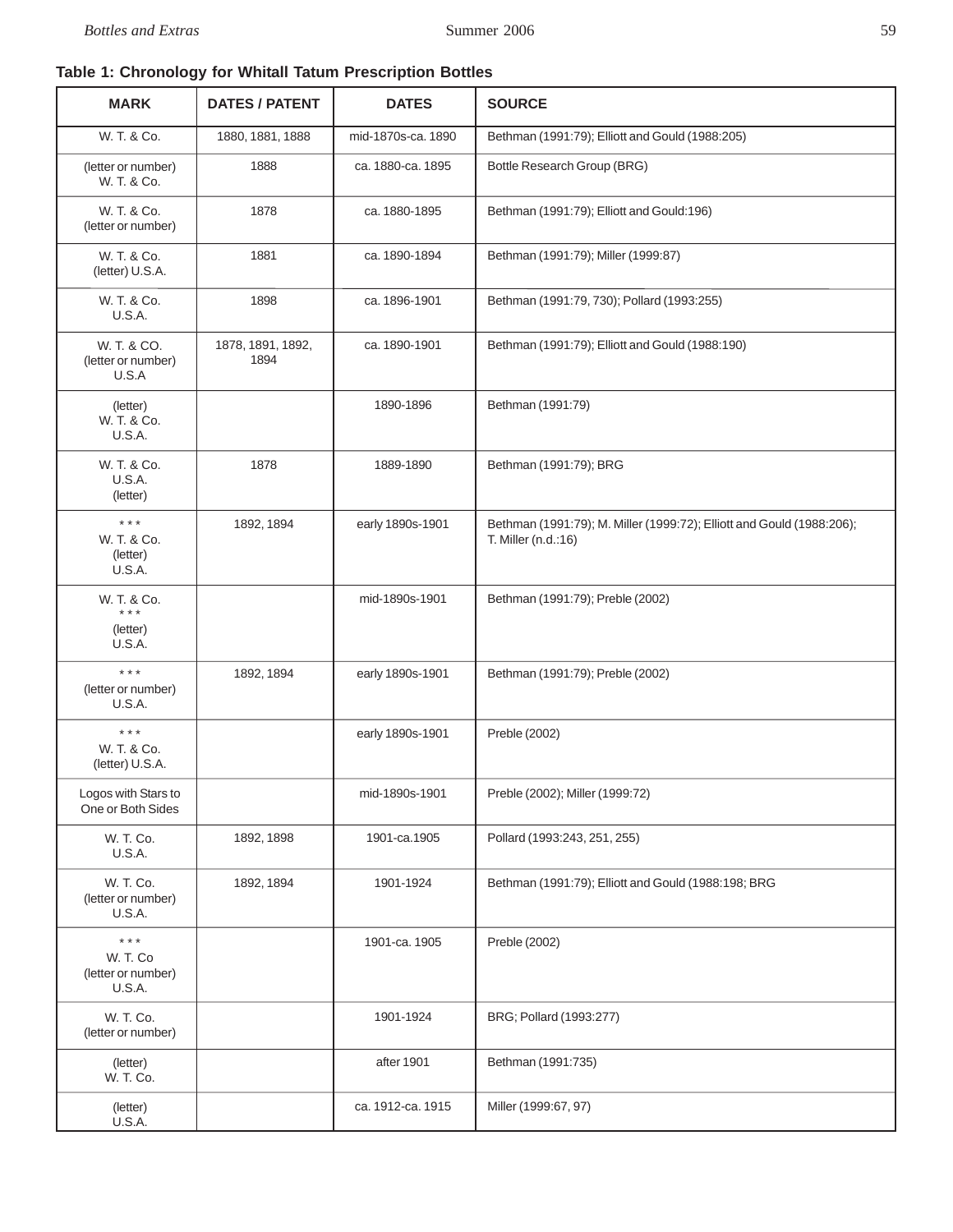**Table 1: Chronology for Whitall Tatum Prescription Bottles**

| MARK | DATES / PATENT | DATES | SOURCE |
|---|---|---|---|
| W. T. & Co. | 1880, 1881, 1888 | mid-1870s-ca. 1890 | Bethman (1991:79); Elliott and Gould (1988:205) |
| (letter or number) W. T. & Co. | 1888 | ca. 1880-ca. 1895 | Bottle Research Group (BRG) |
| W. T. & Co. (letter or number) | 1878 | ca. 1880-1895 | Bethman (1991:79); Elliott and Gould:196) |
| W. T. & Co. (letter) U.S.A. | 1881 | ca. 1890-1894 | Bethman (1991:79); Miller (1999:87) |
| W. T. & Co. U.S.A. | 1898 | ca. 1896-1901 | Bethman (1991:79, 730); Pollard (1993:255) |
| W. T. & CO. (letter or number) U.S.A | 1878, 1891, 1892, 1894 | ca. 1890-1901 | Bethman (1991:79); Elliott and Gould (1988:190) |
| (letter) W. T. & Co. U.S.A. | | 1890-1896 | Bethman (1991:79) |
| W. T. & Co. U.S.A. (letter) | 1878 | 1889-1890 | Bethman (1991:79); BRG |
| * * * W. T. & Co. (letter) U.S.A. | 1892, 1894 | early 1890s-1901 | Bethman (1991:79); M. Miller (1999:72); Elliott and Gould (1988:206); T. Miller (n.d.:16) |
| W. T. & Co. * * * (letter) U.S.A. | | mid-1890s-1901 | Bethman (1991:79); Preble (2002) |
| * * * (letter or number) U.S.A. | 1892, 1894 | early 1890s-1901 | Bethman (1991:79); Preble (2002) |
| * * * W. T. & Co. (letter) U.S.A. | | early 1890s-1901 | Preble (2002) |
| Logos with Stars to One or Both Sides | | mid-1890s-1901 | Preble (2002); Miller (1999:72) |
| W. T. Co. U.S.A. | 1892, 1898 | 1901-ca.1905 | Pollard (1993:243, 251, 255) |
| W. T. Co. (letter or number) U.S.A. | 1892, 1894 | 1901-1924 | Bethman (1991:79); Elliott and Gould (1988:198; BRG |
| * * * W. T. Co (letter or number) U.S.A. | | 1901-ca. 1905 | Preble (2002) |
| W. T. Co. (letter or number) | | 1901-1924 | BRG; Pollard (1993:277) |
| (letter) W. T. Co. | | after 1901 | Bethman (1991:735) |
| (letter) U.S.A. | | ca. 1912-ca. 1915 | Miller (1999:67, 97) |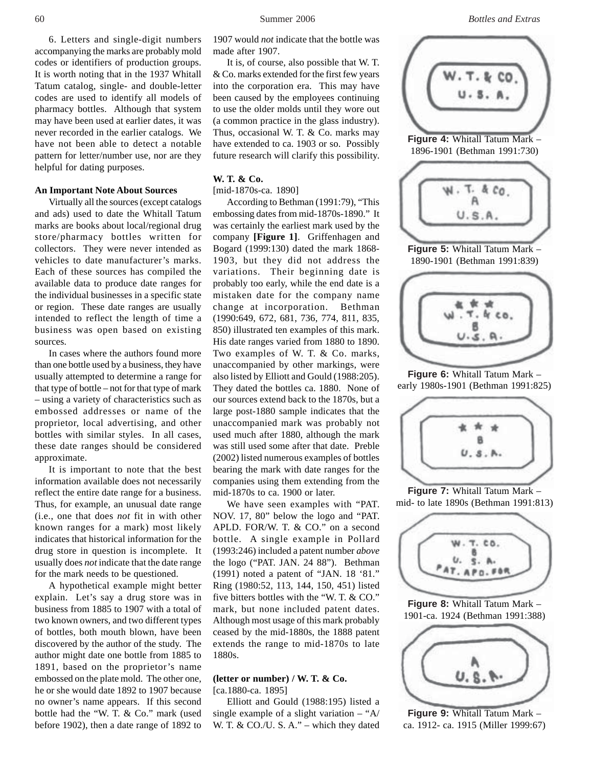6. Letters and single-digit numbers accompanying the marks are probably mold codes or identifiers of production groups. It is worth noting that in the 1937 Whitall Tatum catalog, single- and double-letter codes are used to identify all models of pharmacy bottles. Although that system may have been used at earlier dates, it was never recorded in the earlier catalogs. We have not been able to detect a notable pattern for letter/number use, nor are they helpful for dating purposes.

**An Important Note About Sources**

Virtually all the sources (except catalogs and ads) used to date the Whitall Tatum marks are books about local/regional drug store/pharmacy bottles written for collectors. They were never intended as vehicles to date manufacturer's marks. Each of these sources has compiled the available data to produce date ranges for the individual businesses in a specific state or region. These date ranges are usually intended to reflect the length of time a business was open based on existing sources.

In cases where the authors found more than one bottle used by a business, they have usually attempted to determine a range for that type of bottle – not for that type of mark – using a variety of characteristics such as embossed addresses or name of the proprietor, local advertising, and other bottles with similar styles. In all cases, these date ranges should be considered approximate.

It is important to note that the best information available does not necessarily reflect the entire date range for a business. Thus, for example, an unusual date range (i.e., one that does *not* fit in with other known ranges for a mark) most likely indicates that historical information for the drug store in question is incomplete. It usually does *not* indicate that the date range for the mark needs to be questioned.

A hypothetical example might better explain. Let's say a drug store was in business from 1885 to 1907 with a total of two known owners, and two different types of bottles, both mouth blown, have been discovered by the author of the study. The author might date one bottle from 1885 to 1891, based on the proprietor's name embossed on the plate mold. The other one, he or she would date 1892 to 1907 because no owner's name appears. If this second bottle had the "W. T. & Co." mark (used before 1902), then a date range of 1892 to 1907 would *not* indicate that the bottle was made after 1907.

It is, of course, also possible that W. T. & Co. marks extended for the first few years into the corporation era. This may have been caused by the employees continuing to use the older molds until they wore out (a common practice in the glass industry). Thus, occasional W. T. & Co. marks may have extended to ca. 1903 or so. Possibly future research will clarify this possibility.

**W. T. & Co.**

[mid-1870s-ca. 1890]

According to Bethman (1991:79), "This embossing dates from mid-1870s-1890." It was certainly the earliest mark used by the company **[Figure 1]**. Griffenhagen and Bogard (1999:130) dated the mark 1868-1903, but they did not address the variations. Their beginning date is probably too early, while the end date is a mistaken date for the company name change at incorporation. Bethman (1990:649, 672, 681, 736, 774, 811, 835, 850) illustrated ten examples of this mark. His date ranges varied from 1880 to 1890. Two examples of W. T. & Co. marks, unaccompanied by other markings, were also listed by Elliott and Gould (1988:205). They dated the bottles ca. 1880. None of our sources extend back to the 1870s, but a large post-1880 sample indicates that the unaccompanied mark was probably not used much after 1880, although the mark was still used some after that date. Preble (2002) listed numerous examples of bottles bearing the mark with date ranges for the companies using them extending from the mid-1870s to ca. 1900 or later.

We have seen examples with "PAT. NOV. 17, 80" below the logo and "PAT. APLD. FOR/W. T. & CO." on a second bottle. A single example in Pollard (1993:246) included a patent number *above* the logo ("PAT. JAN. 24 88"). Bethman (1991) noted a patent of "JAN. 18 '81." Ring (1980:52, 113, 144, 150, 451) listed five bitters bottles with the "W. T. & CO." mark, but none included patent dates. Although most usage of this mark probably ceased by the mid-1880s, the 1888 patent extends the range to mid-1870s to late 1880s.

**(letter or number) / W. T. & Co.**

[ca.1880-ca. 1895]

Elliott and Gould (1988:195) listed a single example of a slight variation – "A/ W. T. & CO./U. S. A." – which they dated

**Figure 4:** Whitall Tatum Mark – 1896-1901 (Bethman 1991:730)

**Figure 5:** Whitall Tatum Mark – 1890-1901 (Bethman 1991:839)

**Figure 6:** Whitall Tatum Mark – early 1980s-1901 (Bethman 1991:825)

**Figure 7:** Whitall Tatum Mark – mid- to late 1890s (Bethman 1991:813)

**Figure 8:** Whitall Tatum Mark – 1901-ca. 1924 (Bethman 1991:388)

**Figure 9:** Whitall Tatum Mark – ca. 1912- ca. 1915 (Miller 1999:67)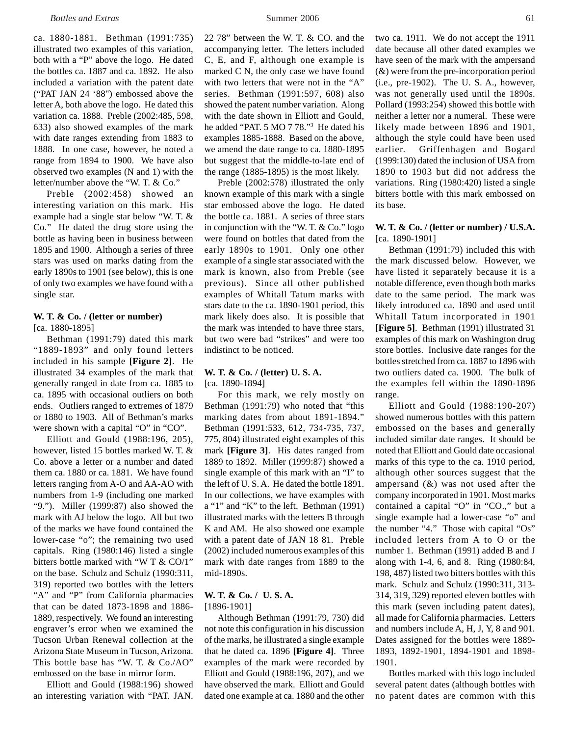ca. 1880-1881. Bethman (1991:735) illustrated two examples of this variation, both with a "P" above the logo. He dated the bottles ca. 1887 and ca. 1892. He also included a variation with the patent date ("PAT JAN 24 '88") embossed above the letter A, both above the logo. He dated this variation ca. 1888. Preble (2002:485, 598, 633) also showed examples of the mark with date ranges extending from 1883 to 1888. In one case, however, he noted a range from 1894 to 1900. We have also observed two examples (N and 1) with the letter/number above the "W. T. & Co."

Preble (2002:458) showed an interesting variation on this mark. His example had a single star below "W. T. & Co." He dated the drug store using the bottle as having been in business between 1895 and 1900. Although a series of three stars was used on marks dating from the early 1890s to 1901 (see below), this is one of only two examples we have found with a single star.

**W. T. & Co. / (letter or number)**
[ca. 1880-1895]

Bethman (1991:79) dated this mark "1889-1893" and only found letters included in his sample **[Figure 2]**. He illustrated 34 examples of the mark that generally ranged in date from ca. 1885 to ca. 1895 with occasional outliers on both ends. Outliers ranged to extremes of 1879 or 1880 to 1903. All of Bethman's marks were shown with a capital "O" in "CO".

Elliott and Gould (1988:196, 205), however, listed 15 bottles marked W. T. & Co. above a letter or a number and dated them ca. 1880 or ca. 1881. We have found letters ranging from A-O and AA-AO with numbers from 1-9 (including one marked "9."). Miller (1999:87) also showed the mark with AJ below the logo. All but two of the marks we have found contained the lower-case "o"; the remaining two used capitals. Ring (1980:146) listed a single bitters bottle marked with "W T & CO/1" on the base. Schulz and Schulz (1990:311, 319) reported two bottles with the letters "A" and "P" from California pharmacies that can be dated 1873-1898 and 1886-1889, respectively. We found an interesting engraver's error when we examined the Tucson Urban Renewal collection at the Arizona State Museum in Tucson, Arizona. This bottle base has "W. T. & Co./AO" embossed on the base in mirror form.

Elliott and Gould (1988:196) showed an interesting variation with "PAT. JAN. 22 78" between the W. T. & CO. and the accompanying letter. The letters included C, E, and F, although one example is marked C N, the only case we have found with two letters that were not in the "A" series. Bethman (1991:597, 608) also showed the patent number variation. Along with the date shown in Elliott and Gould, he added "PAT. 5 MO 7 78."[3] He dated his examples 1885-1888. Based on the above, we amend the date range to ca. 1880-1895 but suggest that the middle-to-late end of the range (1885-1895) is the most likely.

Preble (2002:578) illustrated the only known example of this mark with a single star embossed above the logo. He dated the bottle ca. 1881. A series of three stars in conjunction with the "W. T. & Co." logo were found on bottles that dated from the early 1890s to 1901. Only one other example of a single star associated with the mark is known, also from Preble (see previous). Since all other published examples of Whitall Tatum marks with stars date to the ca. 1890-1901 period, this mark likely does also. It is possible that the mark was intended to have three stars, but two were bad "strikes" and were too indistinct to be noticed.

**W. T. & Co. / (letter) U. S. A.**
[ca. 1890-1894]

For this mark, we rely mostly on Bethman (1991:79) who noted that "this marking dates from about 1891-1894." Bethman (1991:533, 612, 734-735, 737, 775, 804) illustrated eight examples of this mark **[Figure 3]**. His dates ranged from 1889 to 1892. Miller (1999:87) showed a single example of this mark with an "I" to the left of U. S. A. He dated the bottle 1891. In our collections, we have examples with a "1" and "K" to the left. Bethman (1991) illustrated marks with the letters B through K and AM. He also showed one example with a patent date of JAN 18 81. Preble (2002) included numerous examples of this mark with date ranges from 1889 to the mid-1890s.

**W. T. & Co. / U. S. A.**
[1896-1901]

Although Bethman (1991:79, 730) did not note this configuration in his discussion of the marks, he illustrated a single example that he dated ca. 1896 **[Figure 4]**. Three examples of the mark were recorded by Elliott and Gould (1988:196, 207), and we have observed the mark. Elliott and Gould dated one example at ca. 1880 and the other two ca. 1911. We do not accept the 1911 date because all other dated examples we have seen of the mark with the ampersand (&) were from the pre-incorporation period (i.e., pre-1902). The U. S. A., however, was not generally used until the 1890s. Pollard (1993:254) showed this bottle with neither a letter nor a numeral. These were likely made between 1896 and 1901, although the style could have been used earlier. Griffenhagen and Bogard (1999:130) dated the inclusion of USA from 1890 to 1903 but did not address the variations. Ring (1980:420) listed a single bitters bottle with this mark embossed on its base.

**W. T. & Co. / (letter or number) / U.S.A.**
[ca. 1890-1901]

Bethman (1991:79) included this with the mark discussed below. However, we have listed it separately because it is a notable difference, even though both marks date to the same period. The mark was likely introduced ca. 1890 and used until Whitall Tatum incorporated in 1901 **[Figure 5]**. Bethman (1991) illustrated 31 examples of this mark on Washington drug store bottles. Inclusive date ranges for the bottles stretched from ca. 1887 to 1896 with two outliers dated ca. 1900. The bulk of the examples fell within the 1890-1896 range.

Elliott and Gould (1988:190-207) showed numerous bottles with this pattern embossed on the bases and generally included similar date ranges. It should be noted that Elliott and Gould date occasional marks of this type to the ca. 1910 period, although other sources suggest that the ampersand (&) was not used after the company incorporated in 1901. Most marks contained a capital "O" in "CO.," but a single example had a lower-case "o" and the number "4." Those with capital "Os" included letters from A to O or the number 1. Bethman (1991) added B and J along with 1-4, 6, and 8. Ring (1980:84, 198, 487) listed two bitters bottles with this mark. Schulz and Schulz (1990:311, 313-314, 319, 329) reported eleven bottles with this mark (seven including patent dates), all made for California pharmacies. Letters and numbers include A, H, J, Y, 8 and 901. Dates assigned for the bottles were 1889-1893, 1892-1901, 1894-1901 and 1898-1901.

Bottles marked with this logo included several patent dates (although bottles with no patent dates are common with this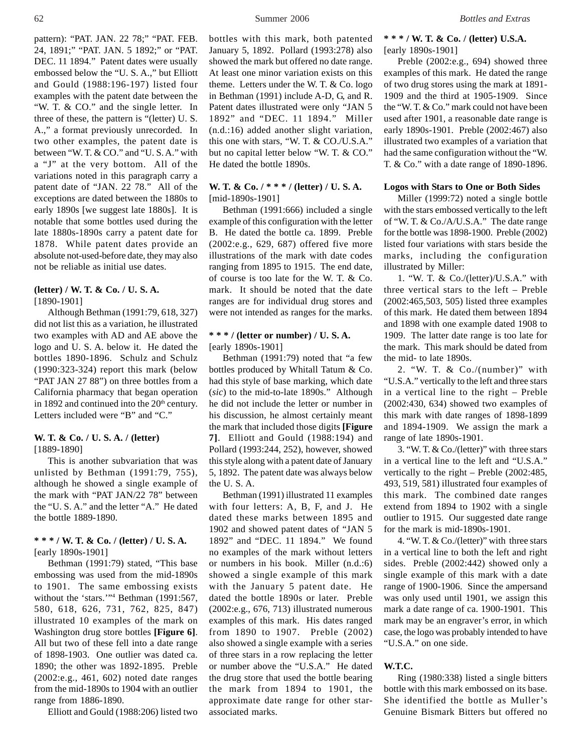pattern): "PAT. JAN. 22 78;" "PAT. FEB. 24, 1891;" "PAT. JAN. 5 1892;" or "PAT. DEC. 11 1894." Patent dates were usually embossed below the "U. S. A.," but Elliott and Gould (1988:196-197) listed four examples with the patent date between the "W. T. & CO." and the single letter. In three of these, the pattern is "(letter) U. S. A.," a format previously unrecorded. In two other examples, the patent date is between "W. T. & CO." and "U. S. A." with a "J" at the very bottom. All of the variations noted in this paragraph carry a patent date of "JAN. 22 78." All of the exceptions are dated between the 1880s to early 1890s [we suggest late 1880s]. It is notable that some bottles used during the late 1880s-1890s carry a patent date for 1878. While patent dates provide an absolute not-used-before date, they may also not be reliable as initial use dates.

#### (letter) / W. T. & Co. / U. S. A.
[1890-1901]

Although Bethman (1991:79, 618, 327) did not list this as a variation, he illustrated two examples with AD and AE above the logo and U. S. A. below it. He dated the bottles 1890-1896. Schulz and Schulz (1990:323-324) report this mark (below "PAT JAN 27 88") on three bottles from a California pharmacy that began operation in 1892 and continued into the 20th century. Letters included were "B" and "C."

#### W. T. & Co. / U. S. A. / (letter)
[1889-1890]

This is another subvariation that was unlisted by Bethman (1991:79, 755), although he showed a single example of the mark with "PAT JAN/22 78" between the "U. S. A." and the letter "A." He dated the bottle 1889-1890.

#### * * * / W. T. & Co. / (letter) / U. S. A.
[early 1890s-1901]

Bethman (1991:79) stated, "This base embossing was used from the mid-1890s to 1901. The same embossing exists without the 'stars.'"[4] Bethman (1991:567, 580, 618, 626, 731, 762, 825, 847) illustrated 10 examples of the mark on Washington drug store bottles **[Figure 6]**. All but two of these fell into a date range of 1898-1903. One outlier was dated ca. 1890; the other was 1892-1895. Preble (2002:e.g., 461, 602) noted date ranges from the mid-1890s to 1904 with an outlier range from 1886-1890.

Elliott and Gould (1988:206) listed two bottles with this mark, both patented January 5, 1892. Pollard (1993:278) also showed the mark but offered no date range. At least one minor variation exists on this theme. Letters under the W. T. & Co. logo in Bethman (1991) include A-D, G, and R. Patent dates illustrated were only "JAN 5 1892" and "DEC. 11 1894." Miller (n.d.:16) added another slight variation, this one with stars, "W. T. & CO./U.S.A." but no capital letter below "W. T. & CO." He dated the bottle 1890s.

#### W. T. & Co. / * * * / (letter) / U. S. A.
[mid-1890s-1901]

Bethman (1991:666) included a single example of this configuration with the letter B. He dated the bottle ca. 1899. Preble (2002:e.g., 629, 687) offered five more illustrations of the mark with date codes ranging from 1895 to 1915. The end date, of course is too late for the W. T. & Co. mark. It should be noted that the date ranges are for individual drug stores and were not intended as ranges for the marks.

#### * * * / (letter or number) / U. S. A.
[early 1890s-1901]

Bethman (1991:79) noted that "a few bottles produced by Whitall Tatum & Co. had this style of base marking, which date (*sic*) to the mid-to-late 1890s." Although he did not include the letter or number in his discussion, he almost certainly meant the mark that included those digits **[Figure 7]**. Elliott and Gould (1988:194) and Pollard (1993:244, 252), however, showed this style along with a patent date of January 5, 1892. The patent date was always below the U. S. A.

Bethman (1991) illustrated 11 examples with four letters: A, B, F, and J. He dated these marks between 1895 and 1902 and showed patent dates of "JAN 5 1892" and "DEC. 11 1894." We found no examples of the mark without letters or numbers in his book. Miller (n.d.:6) showed a single example of this mark with the January 5 patent date. He dated the bottle 1890s or later. Preble (2002:e.g., 676, 713) illustrated numerous examples of this mark. His dates ranged from 1890 to 1907. Preble (2002) also showed a single example with a series of three stars in a row replacing the letter or number above the "U.S.A." He dated the drug store that used the bottle bearing the mark from 1894 to 1901, the approximate date range for other star-associated marks.

#### * * * / W. T. & Co. / (letter) U.S.A.
[early 1890s-1901]

Preble (2002:e.g., 694) showed three examples of this mark. He dated the range of two drug stores using the mark at 1891-1909 and the third at 1905-1909. Since the "W. T. & Co." mark could not have been used after 1901, a reasonable date range is early 1890s-1901. Preble (2002:467) also illustrated two examples of a variation that had the same configuration without the "W. T. & Co." with a date range of 1890-1896.

#### Logos with Stars to One or Both Sides

Miller (1999:72) noted a single bottle with the stars embossed vertically to the left of "W. T. & Co./A/U.S.A." The date range for the bottle was 1898-1900. Preble (2002) listed four variations with stars beside the marks, including the configuration illustrated by Miller:

1. "W. T. & Co./(letter)/U.S.A." with three vertical stars to the left – Preble (2002:465,503, 505) listed three examples of this mark. He dated them between 1894 and 1898 with one example dated 1908 to 1909. The latter date range is too late for the mark. This mark should be dated from the mid- to late 1890s.

2. "W. T. & Co./(number)" with "U.S.A." vertically to the left and three stars in a vertical line to the right – Preble (2002:430, 634) showed two examples of this mark with date ranges of 1898-1899 and 1894-1909. We assign the mark a range of late 1890s-1901.

3. "W. T. & Co./(letter)" with three stars in a vertical line to the left and "U.S.A." vertically to the right – Preble (2002:485, 493, 519, 581) illustrated four examples of this mark. The combined date ranges extend from 1894 to 1902 with a single outlier to 1915. Our suggested date range for the mark is mid-1890s-1901.

4. "W. T. & Co./(letter)" with three stars in a vertical line to both the left and right sides. Preble (2002:442) showed only a single example of this mark with a date range of 1900-1906. Since the ampersand was only used until 1901, we assign this mark a date range of ca. 1900-1901. This mark may be an engraver's error, in which case, the logo was probably intended to have "U.S.A." on one side.

#### W.T.C.

Ring (1980:338) listed a single bitters bottle with this mark embossed on its base. She identified the bottle as Muller's Genuine Bismark Bitters but offered no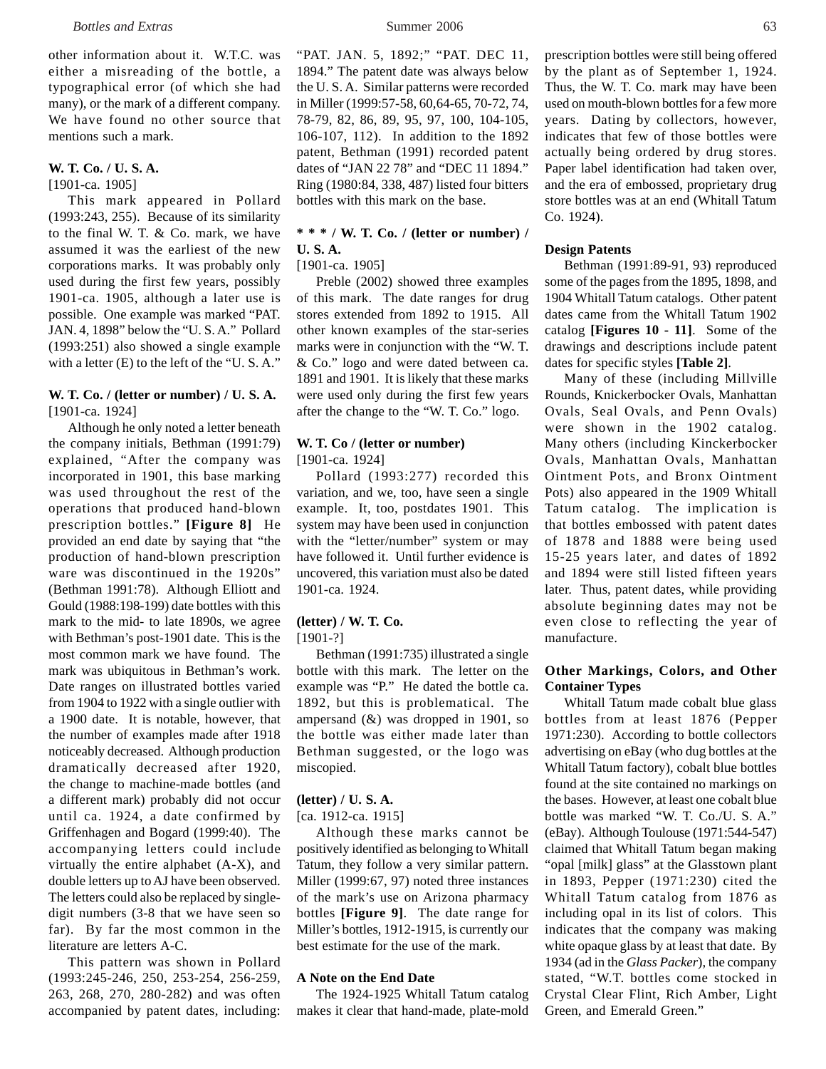other information about it. W.T.C. was either a misreading of the bottle, a typographical error (of which she had many), or the mark of a different company. We have found no other source that mentions such a mark.

**W. T. Co. / U. S. A.**

[1901-ca. 1905]

This mark appeared in Pollard (1993:243, 255). Because of its similarity to the final W. T. & Co. mark, we have assumed it was the earliest of the new corporations marks. It was probably only used during the first few years, possibly 1901-ca. 1905, although a later use is possible. One example was marked "PAT. JAN. 4, 1898" below the "U. S. A." Pollard (1993:251) also showed a single example with a letter (E) to the left of the "U. S. A."

**W. T. Co. / (letter or number) / U. S. A.**

[1901-ca. 1924]

Although he only noted a letter beneath the company initials, Bethman (1991:79) explained, "After the company was incorporated in 1901, this base marking was used throughout the rest of the operations that produced hand-blown prescription bottles." **[Figure 8]** He provided an end date by saying that "the production of hand-blown prescription ware was discontinued in the 1920s" (Bethman 1991:78). Although Elliott and Gould (1988:198-199) date bottles with this mark to the mid- to late 1890s, we agree with Bethman's post-1901 date. This is the most common mark we have found. The mark was ubiquitous in Bethman's work. Date ranges on illustrated bottles varied from 1904 to 1922 with a single outlier with a 1900 date. It is notable, however, that the number of examples made after 1918 noticeably decreased. Although production dramatically decreased after 1920, the change to machine-made bottles (and a different mark) probably did not occur until ca. 1924, a date confirmed by Griffenhagen and Bogard (1999:40). The accompanying letters could include virtually the entire alphabet (A-X), and double letters up to AJ have been observed. The letters could also be replaced by single-digit numbers (3-8 that we have seen so far). By far the most common in the literature are letters A-C.

This pattern was shown in Pollard (1993:245-246, 250, 253-254, 256-259, 263, 268, 270, 280-282) and was often accompanied by patent dates, including: "PAT. JAN. 5, 1892;" "PAT. DEC 11, 1894." The patent date was always below the U. S. A. Similar patterns were recorded in Miller (1999:57-58, 60,64-65, 70-72, 74, 78-79, 82, 86, 89, 95, 97, 100, 104-105, 106-107, 112). In addition to the 1892 patent, Bethman (1991) recorded patent dates of "JAN 22 78" and "DEC 11 1894." Ring (1980:84, 338, 487) listed four bitters bottles with this mark on the base.

**\* \* \* / W. T. Co. / (letter or number) / U. S. A.**

[1901-ca. 1905]

Preble (2002) showed three examples of this mark. The date ranges for drug stores extended from 1892 to 1915. All other known examples of the star-series marks were in conjunction with the "W. T. & Co." logo and were dated between ca. 1891 and 1901. It is likely that these marks were used only during the first few years after the change to the "W. T. Co." logo.

**W. T. Co / (letter or number)**

[1901-ca. 1924]

Pollard (1993:277) recorded this variation, and we, too, have seen a single example. It, too, postdates 1901. This system may have been used in conjunction with the "letter/number" system or may have followed it. Until further evidence is uncovered, this variation must also be dated 1901-ca. 1924.

**(letter) / W. T. Co.**

[1901-?]

Bethman (1991:735) illustrated a single bottle with this mark. The letter on the example was "P." He dated the bottle ca. 1892, but this is problematical. The ampersand (&) was dropped in 1901, so the bottle was either made later than Bethman suggested, or the logo was miscopied.

**(letter) / U. S. A.**

[ca. 1912-ca. 1915]

Although these marks cannot be positively identified as belonging to Whitall Tatum, they follow a very similar pattern. Miller (1999:67, 97) noted three instances of the mark's use on Arizona pharmacy bottles **[Figure 9]**. The date range for Miller's bottles, 1912-1915, is currently our best estimate for the use of the mark.

**A Note on the End Date**

The 1924-1925 Whitall Tatum catalog makes it clear that hand-made, plate-mold prescription bottles were still being offered by the plant as of September 1, 1924. Thus, the W. T. Co. mark may have been used on mouth-blown bottles for a few more years. Dating by collectors, however, indicates that few of those bottles were actually being ordered by drug stores. Paper label identification had taken over, and the era of embossed, proprietary drug store bottles was at an end (Whitall Tatum Co. 1924).

**Design Patents**

Bethman (1991:89-91, 93) reproduced some of the pages from the 1895, 1898, and 1904 Whitall Tatum catalogs. Other patent dates came from the Whitall Tatum 1902 catalog **[Figures 10 - 11]**. Some of the drawings and descriptions include patent dates for specific styles **[Table 2]**.

Many of these (including Millville Rounds, Knickerbocker Ovals, Manhattan Ovals, Seal Ovals, and Penn Ovals) were shown in the 1902 catalog. Many others (including Kinckerbocker Ovals, Manhattan Ovals, Manhattan Ointment Pots, and Bronx Ointment Pots) also appeared in the 1909 Whitall Tatum catalog. The implication is that bottles embossed with patent dates of 1878 and 1888 were being used 15-25 years later, and dates of 1892 and 1894 were still listed fifteen years later. Thus, patent dates, while providing absolute beginning dates may not be even close to reflecting the year of manufacture.

**Other Markings, Colors, and Other Container Types**

Whitall Tatum made cobalt blue glass bottles from at least 1876 (Pepper 1971:230). According to bottle collectors advertising on eBay (who dug bottles at the Whitall Tatum factory), cobalt blue bottles found at the site contained no markings on the bases. However, at least one cobalt blue bottle was marked "W. T. Co./U. S. A." (eBay). Although Toulouse (1971:544-547) claimed that Whitall Tatum began making "opal [milk] glass" at the Glasstown plant in 1893, Pepper (1971:230) cited the Whitall Tatum catalog from 1876 as including opal in its list of colors. This indicates that the company was making white opaque glass by at least that date. By 1934 (ad in the *Glass Packer*), the company stated, "W.T. bottles come stocked in Crystal Clear Flint, Rich Amber, Light Green, and Emerald Green."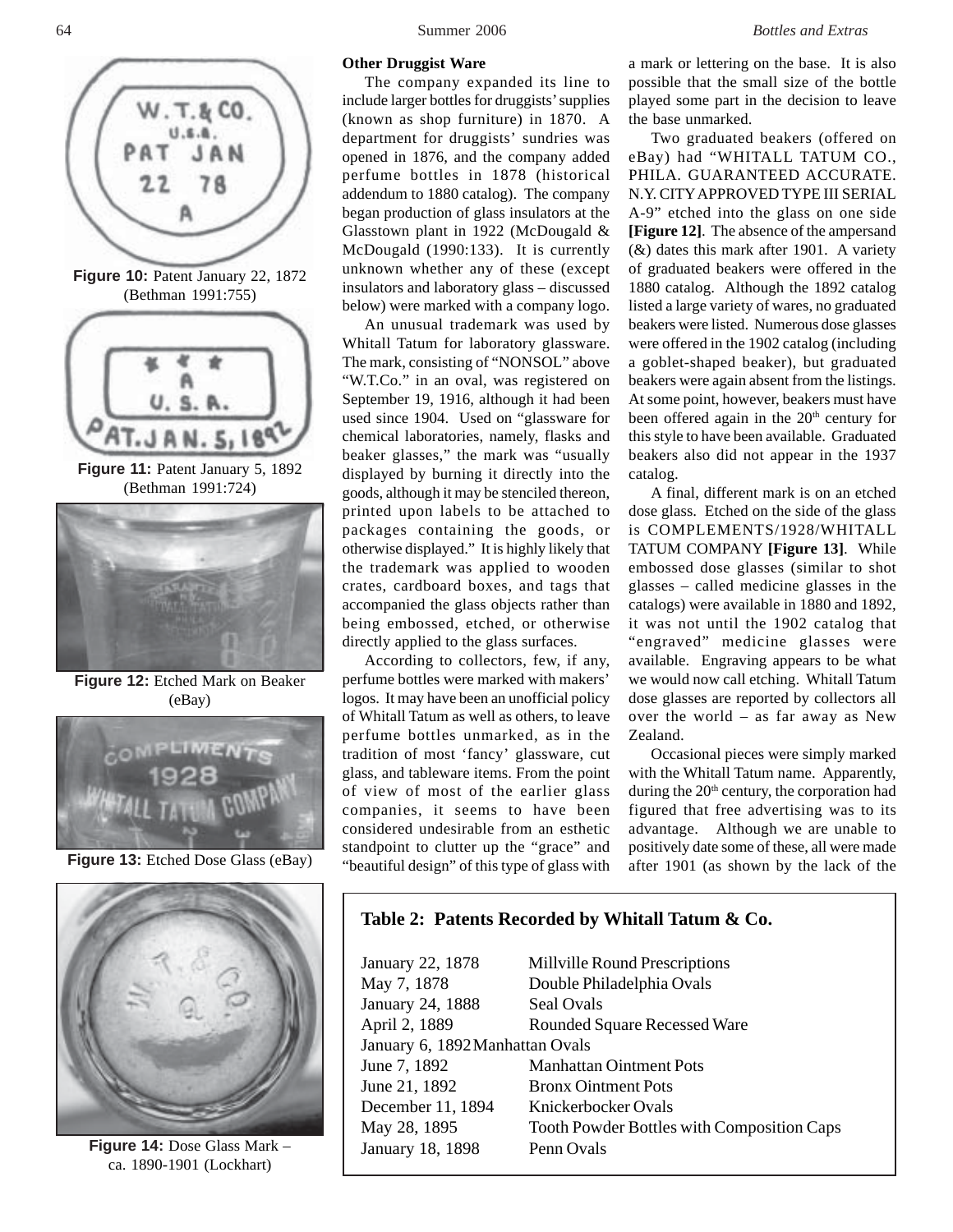Figure 10: Patent January 22, 1872 (Bethman 1991:755)

Figure 11: Patent January 5, 1892 (Bethman 1991:724)

Figure 12: Etched Mark on Beaker (eBay)

Figure 13: Etched Dose Glass (eBay)

Figure 14: Dose Glass Mark – ca. 1890-1901 (Lockhart)

**Other Druggist Ware**

The company expanded its line to include larger bottles for druggists' supplies (known as shop furniture) in 1870. A department for druggists' sundries was opened in 1876, and the company added perfume bottles in 1878 (historical addendum to 1880 catalog). The company began production of glass insulators at the Glasstown plant in 1922 (McDougald & McDougald (1990:133). It is currently unknown whether any of these (except insulators and laboratory glass – discussed below) were marked with a company logo.

An unusual trademark was used by Whitall Tatum for laboratory glassware. The mark, consisting of "NONSOL" above "W.T.Co." in an oval, was registered on September 19, 1916, although it had been used since 1904. Used on "glassware for chemical laboratories, namely, flasks and beaker glasses," the mark was "usually displayed by burning it directly into the goods, although it may be stenciled thereon, printed upon labels to be attached to packages containing the goods, or otherwise displayed." It is highly likely that the trademark was applied to wooden crates, cardboard boxes, and tags that accompanied the glass objects rather than being embossed, etched, or otherwise directly applied to the glass surfaces.

According to collectors, few, if any, perfume bottles were marked with makers' logos. It may have been an unofficial policy of Whitall Tatum as well as others, to leave perfume bottles unmarked, as in the tradition of most 'fancy' glassware, cut glass, and tableware items. From the point of view of most of the earlier glass companies, it seems to have been considered undesirable from an esthetic standpoint to clutter up the "grace" and "beautiful design" of this type of glass with a mark or lettering on the base. It is also possible that the small size of the bottle played some part in the decision to leave the base unmarked.

Two graduated beakers (offered on eBay) had "WHITALL TATUM CO., PHILA. GUARANTEED ACCURATE. N.Y. CITY APPROVED TYPE III SERIAL A-9" etched into the glass on one side **[Figure 12]**. The absence of the ampersand (&) dates this mark after 1901. A variety of graduated beakers were offered in the 1880 catalog. Although the 1892 catalog listed a large variety of wares, no graduated beakers were listed. Numerous dose glasses were offered in the 1902 catalog (including a goblet-shaped beaker), but graduated beakers were again absent from the listings. At some point, however, beakers must have been offered again in the 20th century for this style to have been available. Graduated beakers also did not appear in the 1937 catalog.

A final, different mark is on an etched dose glass. Etched on the side of the glass is COMPLEMENTS/1928/WHITALL TATUM COMPANY **[Figure 13]**. While embossed dose glasses (similar to shot glasses – called medicine glasses in the catalogs) were available in 1880 and 1892, it was not until the 1902 catalog that "engraved" medicine glasses were available. Engraving appears to be what we would now call etching. Whitall Tatum dose glasses are reported by collectors all over the world – as far away as New Zealand.

Occasional pieces were simply marked with the Whitall Tatum name. Apparently, during the 20th century, the corporation had figured that free advertising was to its advantage. Although we are unable to positively date some of these, all were made after 1901 (as shown by the lack of the

**Table 2: Patents Recorded by Whitall Tatum & Co.**

| Date | Item |
|---|---|
| January 22, 1878 | Millville Round Prescriptions |
| May 7, 1878 | Double Philadelphia Ovals |
| January 24, 1888 | Seal Ovals |
| April 2, 1889 | Rounded Square Recessed Ware |
| January 6, 1892 | Manhattan Ovals |
| June 7, 1892 | Manhattan Ointment Pots |
| June 21, 1892 | Bronx Ointment Pots |
| December 11, 1894 | Knickerbocker Ovals |
| May 28, 1895 | Tooth Powder Bottles with Composition Caps |
| January 18, 1898 | Penn Ovals |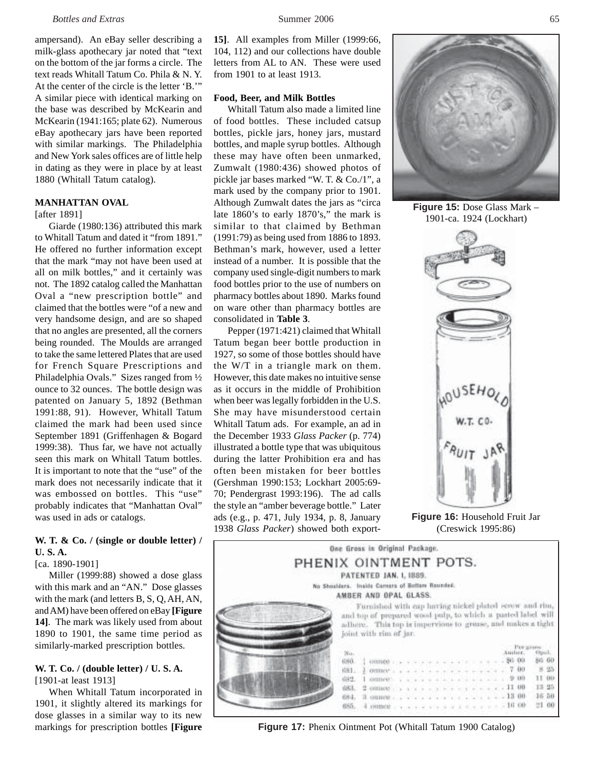ampersand). An eBay seller describing a milk-glass apothecary jar noted that "text on the bottom of the jar forms a circle. The text reads Whitall Tatum Co. Phila & N. Y. At the center of the circle is the letter 'B.'" A similar piece with identical marking on the base was described by McKearin and McKearin (1941:165; plate 62). Numerous eBay apothecary jars have been reported with similar markings. The Philadelphia and New York sales offices are of little help in dating as they were in place by at least 1880 (Whitall Tatum catalog).

### MANHATTAN OVAL

[after 1891]

Giarde (1980:136) attributed this mark to Whitall Tatum and dated it "from 1891." He offered no further information except that the mark "may not have been used at all on milk bottles," and it certainly was not. The 1892 catalog called the Manhattan Oval a "new prescription bottle" and claimed that the bottles were "of a new and very handsome design, and are so shaped that no angles are presented, all the corners being rounded. The Moulds are arranged to take the same lettered Plates that are used for French Square Prescriptions and Philadelphia Ovals." Sizes ranged from ½ ounce to 32 ounces. The bottle design was patented on January 5, 1892 (Bethman 1991:88, 91). However, Whitall Tatum claimed the mark had been used since September 1891 (Griffenhagen & Bogard 1999:38). Thus far, we have not actually seen this mark on Whitall Tatum bottles. It is important to note that the "use" of the mark does not necessarily indicate that it was embossed on bottles. This "use" probably indicates that "Manhattan Oval" was used in ads or catalogs.

### W. T. & Co. / (single or double letter) / U. S. A.

[ca. 1890-1901]

Miller (1999:88) showed a dose glass with this mark and an "AN." Dose glasses with the mark (and letters B, S, Q, AH, AN, and AM) have been offered on eBay **[Figure 14]**. The mark was likely used from about 1890 to 1901, the same time period as similarly-marked prescription bottles.

### W. T. Co. / (double letter) / U. S. A.

[1901-at least 1913]

When Whitall Tatum incorporated in 1901, it slightly altered its markings for dose glasses in a similar way to its new markings for prescription bottles **[Figure 15]**. All examples from Miller (1999:66, 104, 112) and our collections have double letters from AL to AN. These were used from 1901 to at least 1913.

### Food, Beer, and Milk Bottles

Whitall Tatum also made a limited line of food bottles. These included catsup bottles, pickle jars, honey jars, mustard bottles, and maple syrup bottles. Although these may have often been unmarked, Zumwalt (1980:436) showed photos of pickle jar bases marked "W. T. & Co./1", a mark used by the company prior to 1901. Although Zumwalt dates the jars as "circa late 1860's to early 1870's," the mark is similar to that claimed by Bethman (1991:79) as being used from 1886 to 1893. Bethman's mark, however, used a letter instead of a number. It is possible that the company used single-digit numbers to mark food bottles prior to the use of numbers on pharmacy bottles about 1890. Marks found on ware other than pharmacy bottles are consolidated in **Table 3**.

Pepper (1971:421) claimed that Whitall Tatum began beer bottle production in 1927, so some of those bottles should have the W/T in a triangle mark on them. However, this date makes no intuitive sense as it occurs in the middle of Prohibition when beer was legally forbidden in the U.S. She may have misunderstood certain Whitall Tatum ads. For example, an ad in the December 1933 *Glass Packer* (p. 774) illustrated a bottle type that was ubiquitous during the latter Prohibition era and has often been mistaken for beer bottles (Gershman 1990:153; Lockhart 2005:69-70; Pendergrast 1993:196). The ad calls the style an "amber beverage bottle." Later ads (e.g., p. 471, July 1934, p. 8, January 1938 *Glass Packer*) showed both export-

**Figure 15:** Dose Glass Mark – 1901-ca. 1924 (Lockhart)

**Figure 16:** Household Fruit Jar (Creswick 1995:86)

One Gross in Original Package.

PHENIX OINTMENT POTS.

PATENTED JAN. 1, 1889.

No Shoulders. Inside Corners of Bottom Rounded.

AMBER AND OPAL GLASS.

Furnished with cap having nickel plated screw and rim, and top of prepared wood pulp, to which a pasted label will adhere. This top is impervious to grease, and makes a tight joint with rim of jar.

| No. | | Per gross Amber. | Opal. |
|---|---|---|---|
| 680. | ¼ ounce | $6 00 | $6 60 |
| 681. | ½ ounce | 7 00 | 8 25 |
| 682. | 1 ounce | 9 00 | 11 00 |
| 683. | 2 ounce | 11 00 | 13 25 |
| 684. | 3 ounce | 13 00 | 16 50 |
| 685. | 4 ounce | 16 00 | 21 00 |

**Figure 17:** Phenix Ointment Pot (Whitall Tatum 1900 Catalog)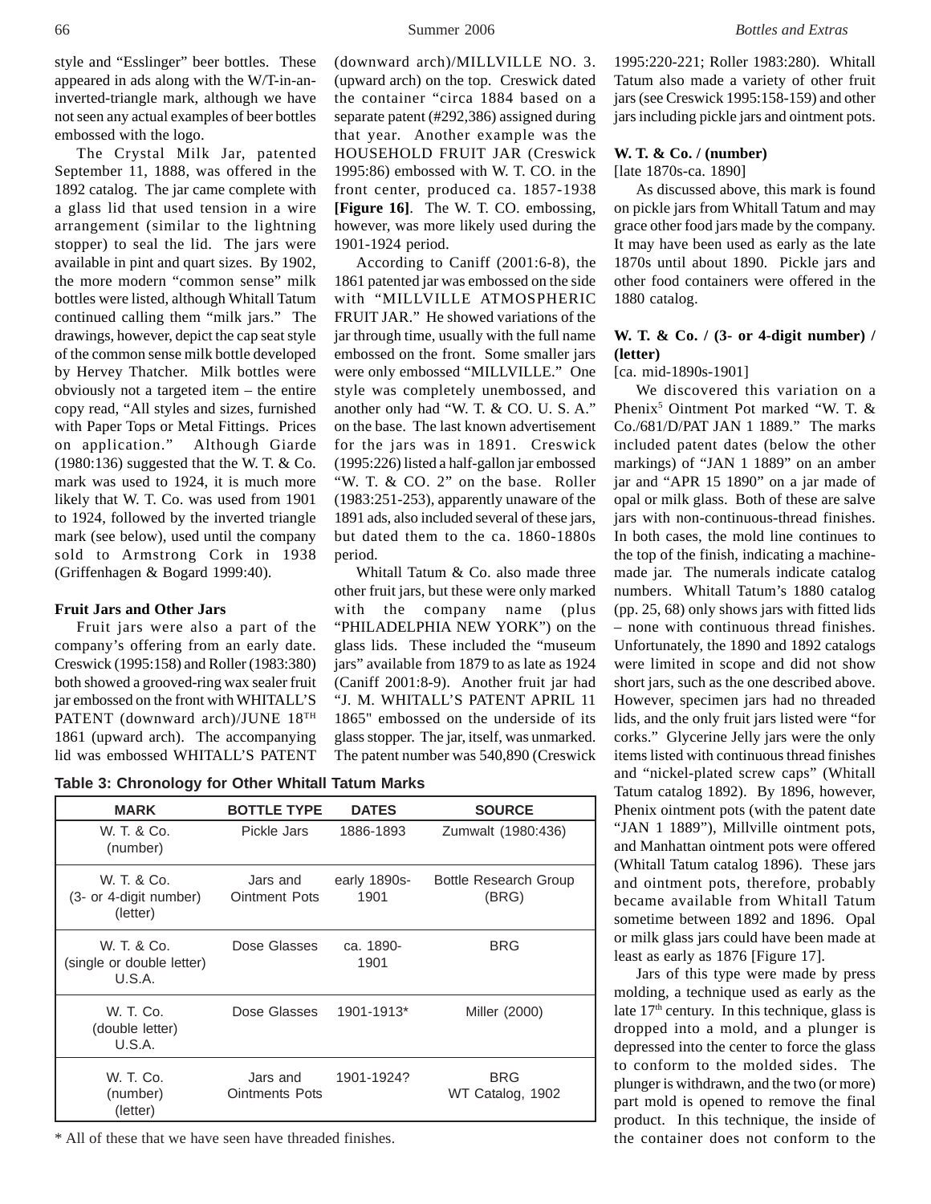style and "Esslinger" beer bottles. These appeared in ads along with the W/T-in-an-inverted-triangle mark, although we have not seen any actual examples of beer bottles embossed with the logo.

The Crystal Milk Jar, patented September 11, 1888, was offered in the 1892 catalog. The jar came complete with a glass lid that used tension in a wire arrangement (similar to the lightning stopper) to seal the lid. The jars were available in pint and quart sizes. By 1902, the more modern "common sense" milk bottles were listed, although Whitall Tatum continued calling them "milk jars." The drawings, however, depict the cap seat style of the common sense milk bottle developed by Hervey Thatcher. Milk bottles were obviously not a targeted item – the entire copy read, "All styles and sizes, furnished with Paper Tops or Metal Fittings. Prices on application." Although Giarde (1980:136) suggested that the W. T. & Co. mark was used to 1924, it is much more likely that W. T. Co. was used from 1901 to 1924, followed by the inverted triangle mark (see below), used until the company sold to Armstrong Cork in 1938 (Griffenhagen & Bogard 1999:40).

### Fruit Jars and Other Jars

Fruit jars were also a part of the company's offering from an early date. Creswick (1995:158) and Roller (1983:380) both showed a grooved-ring wax sealer fruit jar embossed on the front with WHITALL'S PATENT (downward arch)/JUNE 18TH 1861 (upward arch). The accompanying lid was embossed WHITALL'S PATENT (downward arch)/MILLVILLE NO. 3. (upward arch) on the top. Creswick dated the container "circa 1884 based on a separate patent (#292,386) assigned during that year. Another example was the HOUSEHOLD FRUIT JAR (Creswick 1995:86) embossed with W. T. CO. in the front center, produced ca. 1857-1938 **[Figure 16]**. The W. T. CO. embossing, however, was more likely used during the 1901-1924 period.

According to Caniff (2001:6-8), the 1861 patented jar was embossed on the side with "MILLVILLE ATMOSPHERIC FRUIT JAR." He showed variations of the jar through time, usually with the full name embossed on the front. Some smaller jars were only embossed "MILLVILLE." One style was completely unembossed, and another only had "W. T. & CO. U. S. A." on the base. The last known advertisement for the jars was in 1891. Creswick (1995:226) listed a half-gallon jar embossed "W. T. & CO. 2" on the base. Roller (1983:251-253), apparently unaware of the 1891 ads, also included several of these jars, but dated them to the ca. 1860-1880s period.

Whitall Tatum & Co. also made three other fruit jars, but these were only marked with the company name (plus "PHILADELPHIA NEW YORK") on the glass lids. These included the "museum jars" available from 1879 to as late as 1924 (Caniff 2001:8-9). Another fruit jar had "J. M. WHITALL'S PATENT APRIL 11 1865" embossed on the underside of its glass stopper. The jar, itself, was unmarked. The patent number was 540,890 (Creswick 1995:220-221; Roller 1983:280). Whitall Tatum also made a variety of other fruit jars (see Creswick 1995:158-159) and other jars including pickle jars and ointment pots.

**Table 3: Chronology for Other Whitall Tatum Marks**

| MARK | BOTTLE TYPE | DATES | SOURCE |
|---|---|---|---|
| W. T. & Co. (number) | Pickle Jars | 1886-1893 | Zumwalt (1980:436) |
| W. T. & Co. (3- or 4-digit number) (letter) | Jars and Ointment Pots | early 1890s-1901 | Bottle Research Group (BRG) |
| W. T. & Co. (single or double letter) U.S.A. | Dose Glasses | ca. 1890-1901 | BRG |
| W. T. Co. (double letter) U.S.A. | Dose Glasses | 1901-1913* | Miller (2000) |
| W. T. Co. (number) (letter) | Jars and Ointments Pots | 1901-1924? | BRG WT Catalog, 1902 |

\* All of these that we have seen have threaded finishes.

**W. T. & Co. / (number)**

[late 1870s-ca. 1890]

As discussed above, this mark is found on pickle jars from Whitall Tatum and may grace other food jars made by the company. It may have been used as early as the late 1870s until about 1890. Pickle jars and other food containers were offered in the 1880 catalog.

**W. T. & Co. / (3- or 4-digit number) / (letter)**

[ca. mid-1890s-1901]

We discovered this variation on a Phenix[5] Ointment Pot marked "W. T. & Co./681/D/PAT JAN 1 1889." The marks included patent dates (below the other markings) of "JAN 1 1889" on an amber jar and "APR 15 1890" on a jar made of opal or milk glass. Both of these are salve jars with non-continuous-thread finishes. In both cases, the mold line continues to the top of the finish, indicating a machine-made jar. The numerals indicate catalog numbers. Whitall Tatum's 1880 catalog (pp. 25, 68) only shows jars with fitted lids – none with continuous thread finishes. Unfortunately, the 1890 and 1892 catalogs were limited in scope and did not show short jars, such as the one described above. However, specimen jars had no threaded lids, and the only fruit jars listed were "for corks." Glycerine Jelly jars were the only items listed with continuous thread finishes and "nickel-plated screw caps" (Whitall Tatum catalog 1892). By 1896, however, Phenix ointment pots (with the patent date "JAN 1 1889"), Millville ointment pots, and Manhattan ointment pots were offered (Whitall Tatum catalog 1896). These jars and ointment pots, therefore, probably became available from Whitall Tatum sometime between 1892 and 1896. Opal or milk glass jars could have been made at least as early as 1876 [Figure 17].

Jars of this type were made by press molding, a technique used as early as the late 17th century. In this technique, glass is dropped into a mold, and a plunger is depressed into the center to force the glass to conform to the molded sides. The plunger is withdrawn, and the two (or more) part mold is opened to remove the final product. In this technique, the inside of the container does not conform to the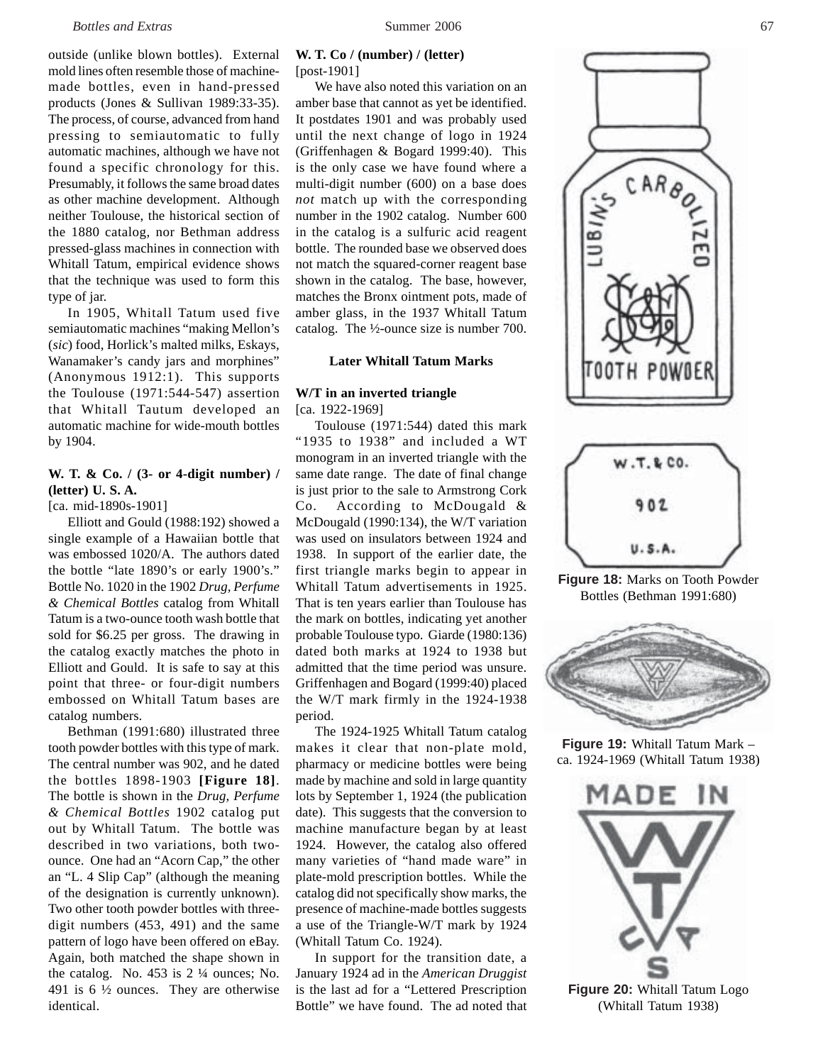outside (unlike blown bottles). External mold lines often resemble those of machine-made bottles, even in hand-pressed products (Jones & Sullivan 1989:33-35). The process, of course, advanced from hand pressing to semiautomatic to fully automatic machines, although we have not found a specific chronology for this. Presumably, it follows the same broad dates as other machine development. Although neither Toulouse, the historical section of the 1880 catalog, nor Bethman address pressed-glass machines in connection with Whitall Tatum, empirical evidence shows that the technique was used to form this type of jar.

In 1905, Whitall Tatum used five semiautomatic machines "making Mellon's (*sic*) food, Horlick's malted milks, Eskays, Wanamaker's candy jars and morphines" (Anonymous 1912:1). This supports the Toulouse (1971:544-547) assertion that Whitall Tautum developed an automatic machine for wide-mouth bottles by 1904.

**W. T. & Co. / (3- or 4-digit number) / (letter) U. S. A.**
[ca. mid-1890s-1901]

Elliott and Gould (1988:192) showed a single example of a Hawaiian bottle that was embossed 1020/A. The authors dated the bottle "late 1890's or early 1900's." Bottle No. 1020 in the 1902 *Drug, Perfume & Chemical Bottles* catalog from Whitall Tatum is a two-ounce tooth wash bottle that sold for $6.25 per gross. The drawing in the catalog exactly matches the photo in Elliott and Gould. It is safe to say at this point that three- or four-digit numbers embossed on Whitall Tatum bases are catalog numbers.

Bethman (1991:680) illustrated three tooth powder bottles with this type of mark. The central number was 902, and he dated the bottles 1898-1903 **[Figure 18]**. The bottle is shown in the *Drug, Perfume & Chemical Bottles* 1902 catalog put out by Whitall Tatum. The bottle was described in two variations, both two-ounce. One had an "Acorn Cap," the other an "L. 4 Slip Cap" (although the meaning of the designation is currently unknown). Two other tooth powder bottles with three-digit numbers (453, 491) and the same pattern of logo have been offered on eBay. Again, both matched the shape shown in the catalog. No. 453 is 2 ¼ ounces; No. 491 is 6 ½ ounces. They are otherwise identical.

**W. T. Co / (number) / (letter)**
[post-1901]

We have also noted this variation on an amber base that cannot as yet be identified. It postdates 1901 and was probably used until the next change of logo in 1924 (Griffenhagen & Bogard 1999:40). This is the only case we have found where a multi-digit number (600) on a base does *not* match up with the corresponding number in the 1902 catalog. Number 600 in the catalog is a sulfuric acid reagent bottle. The rounded base we observed does not match the squared-corner reagent base shown in the catalog. The base, however, matches the Bronx ointment pots, made of amber glass, in the 1937 Whitall Tatum catalog. The ½-ounce size is number 700.

## Later Whitall Tatum Marks

**W/T in an inverted triangle**
[ca. 1922-1969]

Toulouse (1971:544) dated this mark "1935 to 1938" and included a WT monogram in an inverted triangle with the same date range. The date of final change is just prior to the sale to Armstrong Cork Co. According to McDougald & McDougald (1990:134), the W/T variation was used on insulators between 1924 and 1938. In support of the earlier date, the first triangle marks begin to appear in Whitall Tatum advertisements in 1925. That is ten years earlier than Toulouse has the mark on bottles, indicating yet another probable Toulouse typo. Giarde (1980:136) dated both marks at 1924 to 1938 but admitted that the time period was unsure. Griffenhagen and Bogard (1999:40) placed the W/T mark firmly in the 1924-1938 period.

The 1924-1925 Whitall Tatum catalog makes it clear that non-plate mold, pharmacy or medicine bottles were being made by machine and sold in large quantity lots by September 1, 1924 (the publication date). This suggests that the conversion to machine manufacture began by at least 1924. However, the catalog also offered many varieties of "hand made ware" in plate-mold prescription bottles. While the catalog did not specifically show marks, the presence of machine-made bottles suggests a use of the Triangle-W/T mark by 1924 (Whitall Tatum Co. 1924).

In support for the transition date, a January 1924 ad in the *American Druggist* is the last ad for a "Lettered Prescription Bottle" we have found. The ad noted that

**Figure 18:** Marks on Tooth Powder Bottles (Bethman 1991:680)

**Figure 19:** Whitall Tatum Mark – ca. 1924-1969 (Whitall Tatum 1938)

**Figure 20:** Whitall Tatum Logo (Whitall Tatum 1938)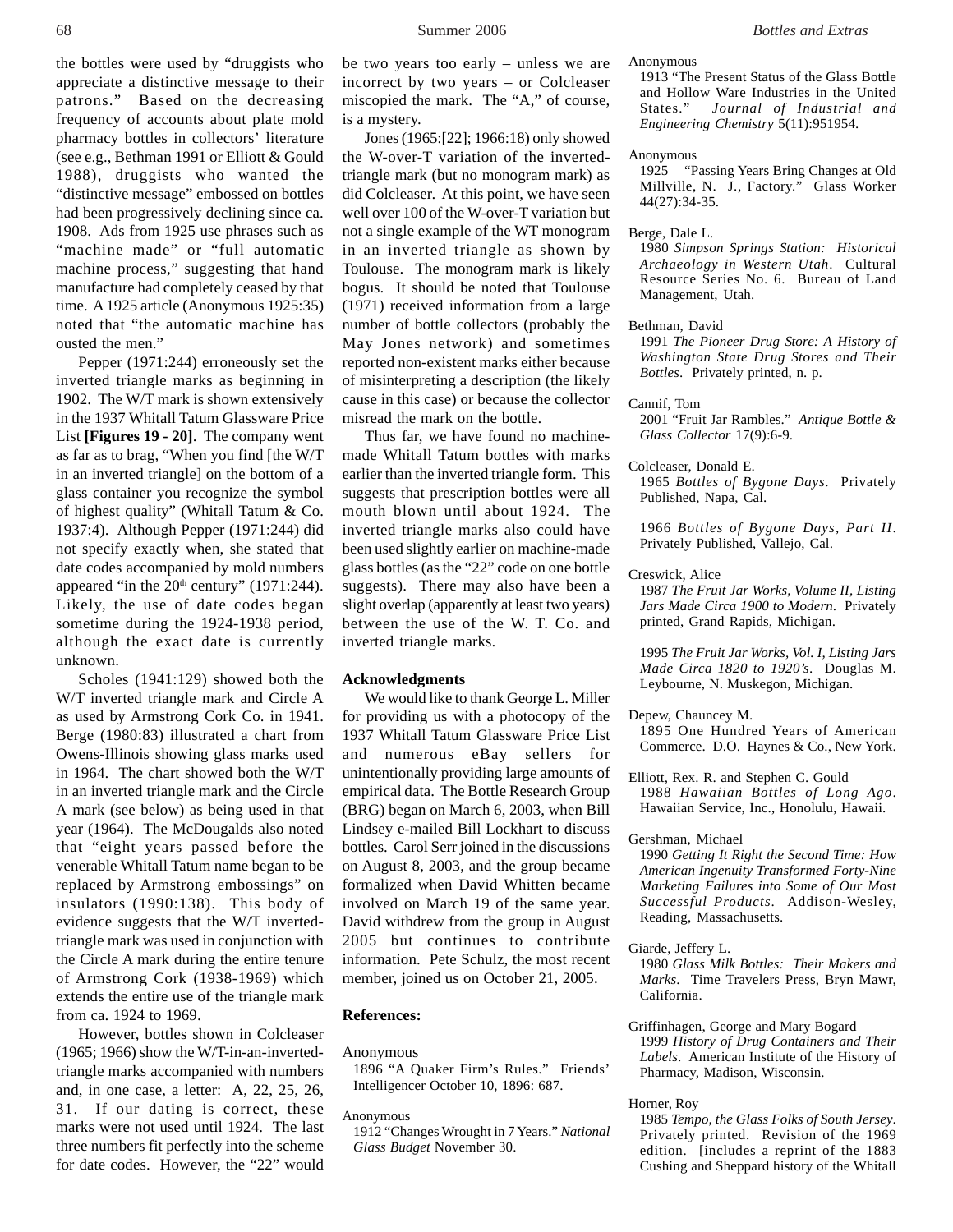the bottles were used by "druggists who appreciate a distinctive message to their patrons." Based on the decreasing frequency of accounts about plate mold pharmacy bottles in collectors' literature (see e.g., Bethman 1991 or Elliott & Gould 1988), druggists who wanted the "distinctive message" embossed on bottles had been progressively declining since ca. 1908. Ads from 1925 use phrases such as "machine made" or "full automatic machine process," suggesting that hand manufacture had completely ceased by that time. A 1925 article (Anonymous 1925:35) noted that "the automatic machine has ousted the men."

Pepper (1971:244) erroneously set the inverted triangle marks as beginning in 1902. The W/T mark is shown extensively in the 1937 Whitall Tatum Glassware Price List **[Figures 19 - 20]**. The company went as far as to brag, "When you find [the W/T in an inverted triangle] on the bottom of a glass container you recognize the symbol of highest quality" (Whitall Tatum & Co. 1937:4). Although Pepper (1971:244) did not specify exactly when, she stated that date codes accompanied by mold numbers appeared "in the 20th century" (1971:244). Likely, the use of date codes began sometime during the 1924-1938 period, although the exact date is currently unknown.

Scholes (1941:129) showed both the W/T inverted triangle mark and Circle A as used by Armstrong Cork Co. in 1941. Berge (1980:83) illustrated a chart from Owens-Illinois showing glass marks used in 1964. The chart showed both the W/T in an inverted triangle mark and the Circle A mark (see below) as being used in that year (1964). The McDougalds also noted that "eight years passed before the venerable Whitall Tatum name began to be replaced by Armstrong embossings" on insulators (1990:138). This body of evidence suggests that the W/T inverted-triangle mark was used in conjunction with the Circle A mark during the entire tenure of Armstrong Cork (1938-1969) which extends the entire use of the triangle mark from ca. 1924 to 1969.

However, bottles shown in Colcleaser (1965; 1966) show the W/T-in-an-inverted-triangle marks accompanied with numbers and, in one case, a letter: A, 22, 25, 26, 31. If our dating is correct, these marks were not used until 1924. The last three numbers fit perfectly into the scheme for date codes. However, the "22" would be two years too early – unless we are incorrect by two years – or Colcleaser miscopied the mark. The "A," of course, is a mystery.

Jones (1965:[22]; 1966:18) only showed the W-over-T variation of the inverted-triangle mark (but no monogram mark) as did Colcleaser. At this point, we have seen well over 100 of the W-over-T variation but not a single example of the WT monogram in an inverted triangle as shown by Toulouse. The monogram mark is likely bogus. It should be noted that Toulouse (1971) received information from a large number of bottle collectors (probably the May Jones network) and sometimes reported non-existent marks either because of misinterpreting a description (the likely cause in this case) or because the collector misread the mark on the bottle.

Thus far, we have found no machine-made Whitall Tatum bottles with marks earlier than the inverted triangle form. This suggests that prescription bottles were all mouth blown until about 1924. The inverted triangle marks also could have been used slightly earlier on machine-made glass bottles (as the "22" code on one bottle suggests). There may also have been a slight overlap (apparently at least two years) between the use of the W. T. Co. and inverted triangle marks.

**Acknowledgments**

We would like to thank George L. Miller for providing us with a photocopy of the 1937 Whitall Tatum Glassware Price List and numerous eBay sellers for unintentionally providing large amounts of empirical data. The Bottle Research Group (BRG) began on March 6, 2003, when Bill Lindsey e-mailed Bill Lockhart to discuss bottles. Carol Serr joined in the discussions on August 8, 2003, and the group became formalized when David Whitten became involved on March 19 of the same year. David withdrew from the group in August 2005 but continues to contribute information. Pete Schulz, the most recent member, joined us on October 21, 2005.

**References:**

Anonymous
1896 "A Quaker Firm's Rules." Friends' Intelligencer October 10, 1896: 687.

Anonymous
1912 "Changes Wrought in 7 Years." *National Glass Budget* November 30.

Anonymous
1913 "The Present Status of the Glass Bottle and Hollow Ware Industries in the United States." *Journal of Industrial and Engineering Chemistry* 5(11):951954.

Anonymous
1925 "Passing Years Bring Changes at Old Millville, N. J., Factory." Glass Worker 44(27):34-35.

Berge, Dale L.
1980 *Simpson Springs Station: Historical Archaeology in Western Utah*. Cultural Resource Series No. 6. Bureau of Land Management, Utah.

Bethman, David
1991 *The Pioneer Drug Store: A History of Washington State Drug Stores and Their Bottles*. Privately printed, n. p.

Cannif, Tom
2001 "Fruit Jar Rambles." *Antique Bottle & Glass Collector* 17(9):6-9.

Colcleaser, Donald E.
1965 *Bottles of Bygone Days*. Privately Published, Napa, Cal.

1966 *Bottles of Bygone Days, Part II*. Privately Published, Vallejo, Cal.

Creswick, Alice
1987 *The Fruit Jar Works, Volume II, Listing Jars Made Circa 1900 to Modern*. Privately printed, Grand Rapids, Michigan.

1995 *The Fruit Jar Works, Vol. I, Listing Jars Made Circa 1820 to 1920's*. Douglas M. Leybourne, N. Muskegon, Michigan.

Depew, Chauncey M.
1895 One Hundred Years of American Commerce. D.O. Haynes & Co., New York.

Elliott, Rex. R. and Stephen C. Gould
1988 *Hawaiian Bottles of Long Ago*. Hawaiian Service, Inc., Honolulu, Hawaii.

Gershman, Michael
1990 *Getting It Right the Second Time: How American Ingenuity Transformed Forty-Nine Marketing Failures into Some of Our Most Successful Products*. Addison-Wesley, Reading, Massachusetts.

Giarde, Jeffery L.
1980 *Glass Milk Bottles: Their Makers and Marks*. Time Travelers Press, Bryn Mawr, California.

Griffinhagen, George and Mary Bogard
1999 *History of Drug Containers and Their Labels*. American Institute of the History of Pharmacy, Madison, Wisconsin.

Horner, Roy
1985 *Tempo, the Glass Folks of South Jersey*. Privately printed. Revision of the 1969 edition. [includes a reprint of the 1883 Cushing and Sheppard history of the Whitall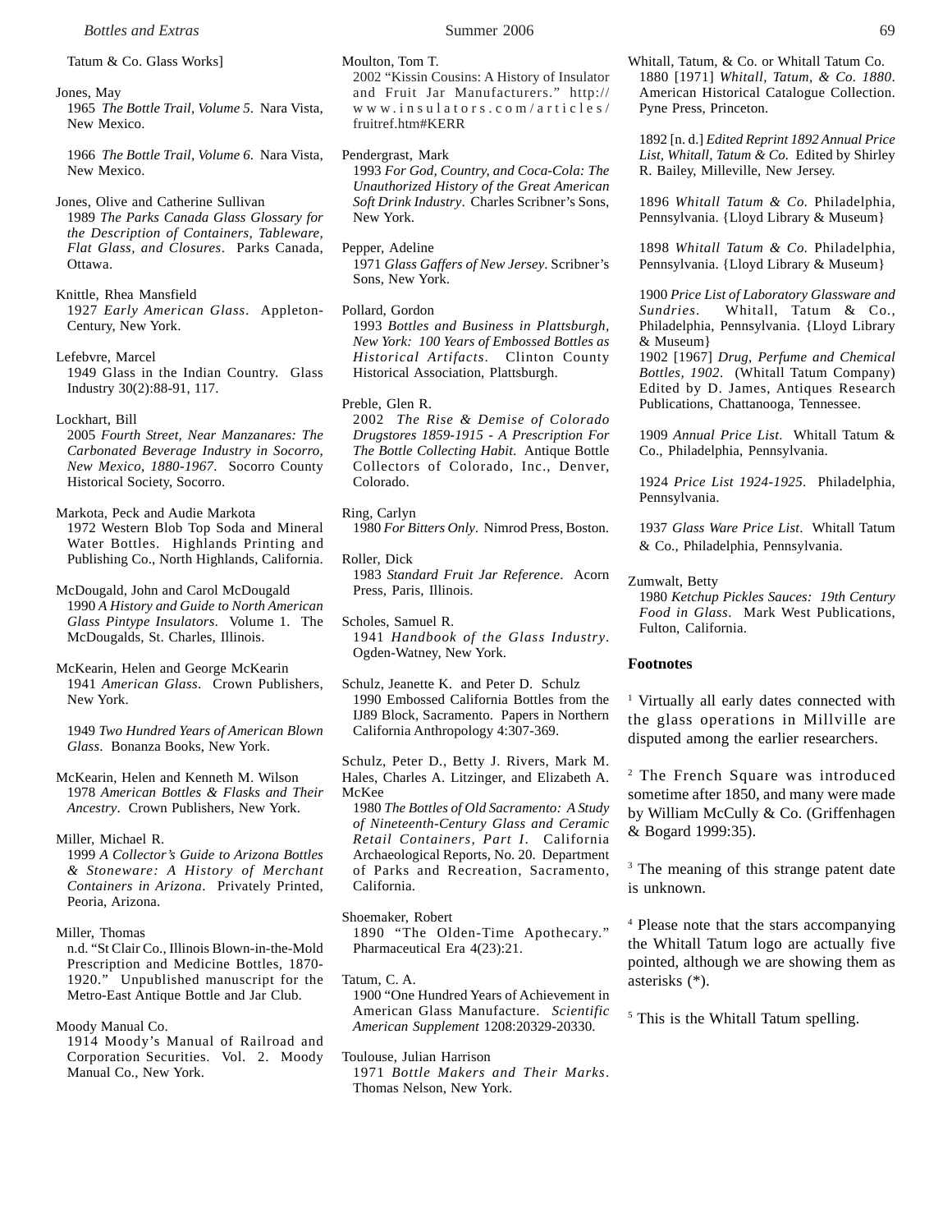Tatum & Co. Glass Works]

Jones, May
1965 *The Bottle Trail, Volume 5*. Nara Vista, New Mexico.

1966 *The Bottle Trail, Volume 6*. Nara Vista, New Mexico.

Jones, Olive and Catherine Sullivan
1989 *The Parks Canada Glass Glossary for the Description of Containers, Tableware, Flat Glass, and Closures*. Parks Canada, Ottawa.

Knittle, Rhea Mansfield
1927 *Early American Glass*. Appleton-Century, New York.

Lefebvre, Marcel
1949 Glass in the Indian Country. Glass Industry 30(2):88-91, 117.

Lockhart, Bill
2005 *Fourth Street, Near Manzanares: The Carbonated Beverage Industry in Socorro, New Mexico, 1880-1967*. Socorro County Historical Society, Socorro.

Markota, Peck and Audie Markota
1972 Western Blob Top Soda and Mineral Water Bottles. Highlands Printing and Publishing Co., North Highlands, California.

McDougald, John and Carol McDougald
1990 *A History and Guide to North American Glass Pintype Insulators*. Volume 1. The McDougalds, St. Charles, Illinois.

McKearin, Helen and George McKearin
1941 *American Glass*. Crown Publishers, New York.

1949 *Two Hundred Years of American Blown Glass*. Bonanza Books, New York.

McKearin, Helen and Kenneth M. Wilson
1978 *American Bottles & Flasks and Their Ancestry*. Crown Publishers, New York.

Miller, Michael R.
1999 *A Collector's Guide to Arizona Bottles & Stoneware: A History of Merchant Containers in Arizona*. Privately Printed, Peoria, Arizona.

Miller, Thomas
n.d. "St Clair Co., Illinois Blown-in-the-Mold Prescription and Medicine Bottles, 1870-1920." Unpublished manuscript for the Metro-East Antique Bottle and Jar Club.

Moody Manual Co.
1914 Moody's Manual of Railroad and Corporation Securities. Vol. 2. Moody Manual Co., New York.

Moulton, Tom T.
2002 "Kissin Cousins: A History of Insulator and Fruit Jar Manufacturers." http://www.insulators.com/articles/fruitref.htm#KERR

Pendergrast, Mark
1993 *For God, Country, and Coca-Cola: The Unauthorized History of the Great American Soft Drink Industry*. Charles Scribner's Sons, New York.

Pepper, Adeline
1971 *Glass Gaffers of New Jersey*. Scribner's Sons, New York.

Pollard, Gordon
1993 *Bottles and Business in Plattsburgh, New York: 100 Years of Embossed Bottles as Historical Artifacts*. Clinton County Historical Association, Plattsburgh.

Preble, Glen R.
2002 *The Rise & Demise of Colorado Drugstores 1859-1915 - A Prescription For The Bottle Collecting Habit*. Antique Bottle Collectors of Colorado, Inc., Denver, Colorado.

Ring, Carlyn
1980 *For Bitters Only*. Nimrod Press, Boston.

Roller, Dick
1983 *Standard Fruit Jar Reference*. Acorn Press, Paris, Illinois.

Scholes, Samuel R.
1941 *Handbook of the Glass Industry*. Ogden-Watney, New York.

Schulz, Jeanette K. and Peter D. Schulz
1990 Embossed California Bottles from the IJ89 Block, Sacramento. Papers in Northern California Anthropology 4:307-369.

Schulz, Peter D., Betty J. Rivers, Mark M. Hales, Charles A. Litzinger, and Elizabeth A. McKee
1980 *The Bottles of Old Sacramento: A Study of Nineteenth-Century Glass and Ceramic Retail Containers, Part I*. California Archaeological Reports, No. 20. Department of Parks and Recreation, Sacramento, California.

Shoemaker, Robert
1890 "The Olden-Time Apothecary." Pharmaceutical Era 4(23):21.

Tatum, C. A.
1900 "One Hundred Years of Achievement in American Glass Manufacture. *Scientific American Supplement* 1208:20329-20330.

Toulouse, Julian Harrison
1971 *Bottle Makers and Their Marks*. Thomas Nelson, New York.

Whitall, Tatum, & Co. or Whitall Tatum Co.
1880 [1971] *Whitall, Tatum, & Co. 1880*. American Historical Catalogue Collection. Pyne Press, Princeton.

1892 [n. d.] *Edited Reprint 1892 Annual Price List, Whitall, Tatum & Co.* Edited by Shirley R. Bailey, Milleville, New Jersey.

1896 *Whitall Tatum & Co.* Philadelphia, Pennsylvania. {Lloyd Library & Museum}

1898 *Whitall Tatum & Co.* Philadelphia, Pennsylvania. {Lloyd Library & Museum}

1900 *Price List of Laboratory Glassware and Sundries*. Whitall, Tatum & Co., Philadelphia, Pennsylvania. {Lloyd Library & Museum}
1902 [1967] *Drug, Perfume and Chemical Bottles, 1902*. (Whitall Tatum Company) Edited by D. James, Antiques Research Publications, Chattanooga, Tennessee.

1909 *Annual Price List*. Whitall Tatum & Co., Philadelphia, Pennsylvania.

1924 *Price List 1924-1925*. Philadelphia, Pennsylvania.

1937 *Glass Ware Price List*. Whitall Tatum & Co., Philadelphia, Pennsylvania.

Zumwalt, Betty
1980 *Ketchup Pickles Sauces: 19th Century Food in Glass*. Mark West Publications, Fulton, California.

**Footnotes**

[1] Virtually all early dates connected with the glass operations in Millville are disputed among the earlier researchers.

[2] The French Square was introduced sometime after 1850, and many were made by William McCully & Co. (Griffenhagen & Bogard 1999:35).

[3] The meaning of this strange patent date is unknown.

[4] Please note that the stars accompanying the Whitall Tatum logo are actually five pointed, although we are showing them as asterisks (*).

[5] This is the Whitall Tatum spelling.